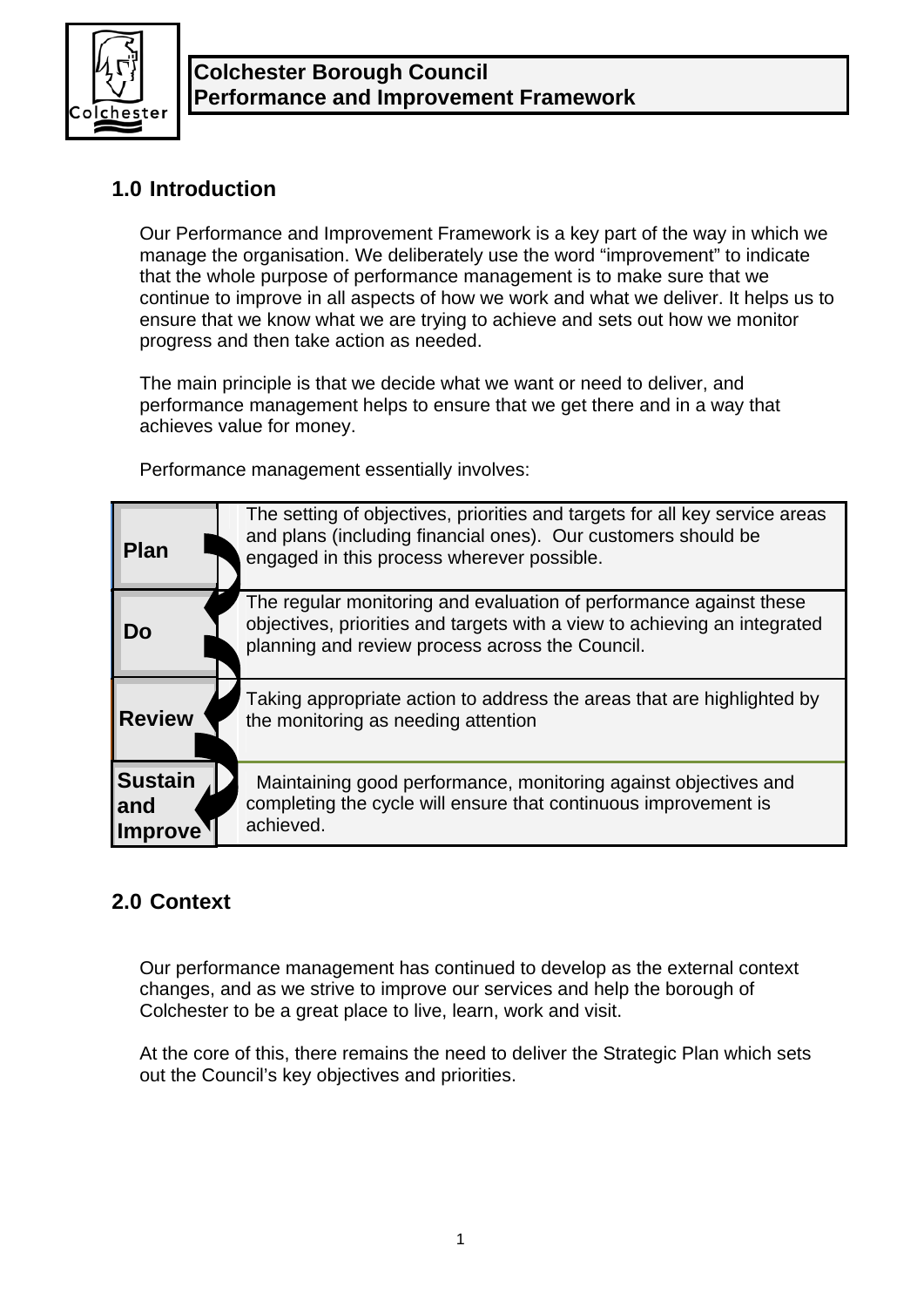**Colchester Borough Council**
**Performance and Improvement Framework**

## 1.0 Introduction

Our Performance and Improvement Framework is a key part of the way in which we manage the organisation. We deliberately use the word "improvement" to indicate that the whole purpose of performance management is to make sure that we continue to improve in all aspects of how we work and what we deliver. It helps us to ensure that we know what we are trying to achieve and sets out how we monitor progress and then take action as needed.

The main principle is that we decide what we want or need to deliver, and performance management helps to ensure that we get there and in a way that achieves value for money.

Performance management essentially involves:

| | |
|---|---|
| **Plan** | The setting of objectives, priorities and targets for all key service areas and plans (including financial ones). Our customers should be engaged in this process wherever possible. |
| **Do** | The regular monitoring and evaluation of performance against these objectives, priorities and targets with a view to achieving an integrated planning and review process across the Council. |
| **Review** | Taking appropriate action to address the areas that are highlighted by the monitoring as needing attention |
| **Sustain and Improve** | Maintaining good performance, monitoring against objectives and completing the cycle will ensure that continuous improvement is achieved. |

## 2.0 Context

Our performance management has continued to develop as the external context changes, and as we strive to improve our services and help the borough of Colchester to be a great place to live, learn, work and visit.

At the core of this, there remains the need to deliver the Strategic Plan which sets out the Council's key objectives and priorities.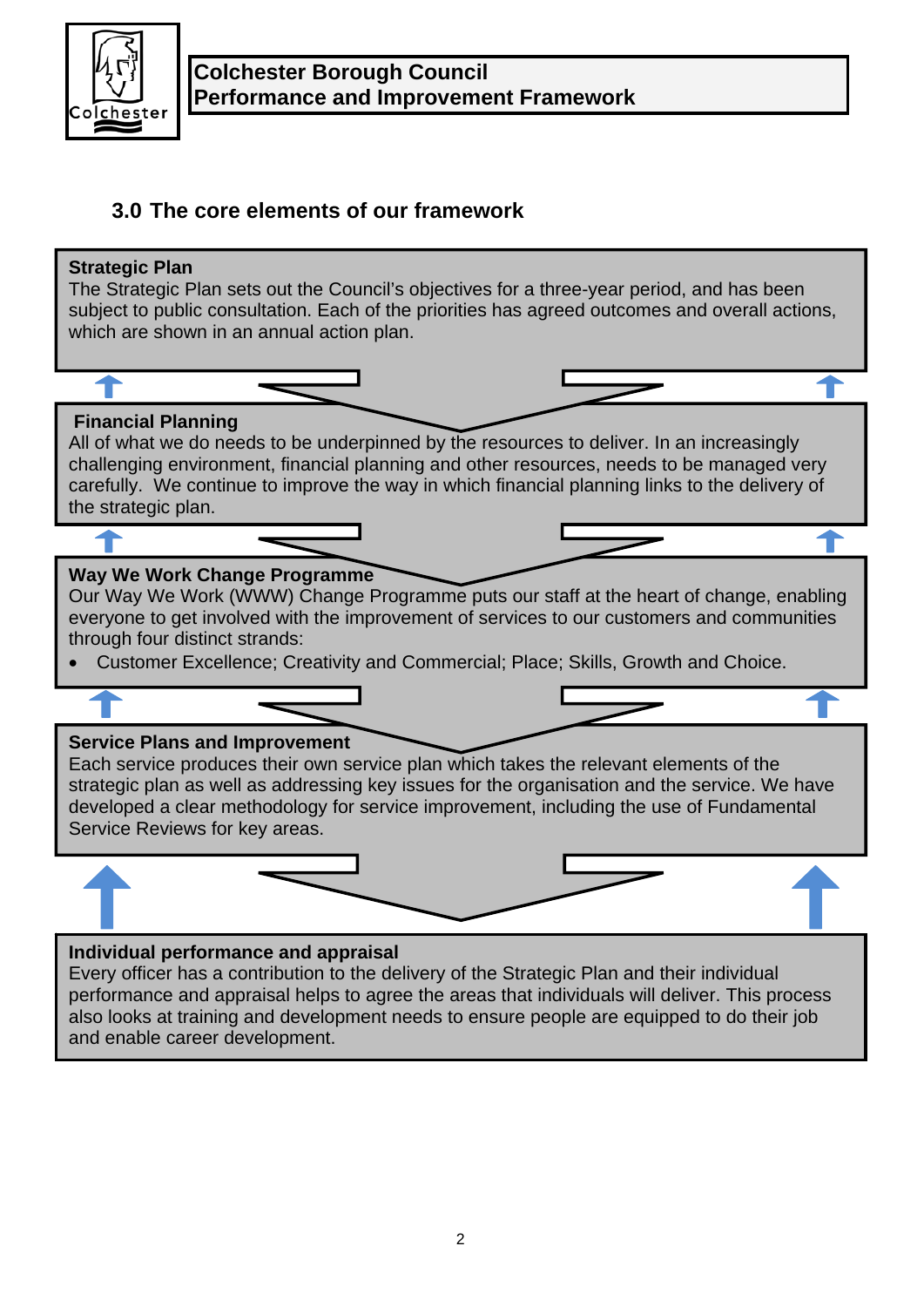## 3.0 The core elements of our framework

**Strategic Plan**
The Strategic Plan sets out the Council's objectives for a three-year period, and has been subject to public consultation. Each of the priorities has agreed outcomes and overall actions, which are shown in an annual action plan.

**Financial Planning**
All of what we do needs to be underpinned by the resources to deliver. In an increasingly challenging environment, financial planning and other resources, needs to be managed very carefully. We continue to improve the way in which financial planning links to the delivery of the strategic plan.

**Way We Work Change Programme**
Our Way We Work (WWW) Change Programme puts our staff at the heart of change, enabling everyone to get involved with the improvement of services to our customers and communities through four distinct strands:

- Customer Excellence; Creativity and Commercial; Place; Skills, Growth and Choice.

**Service Plans and Improvement**
Each service produces their own service plan which takes the relevant elements of the strategic plan as well as addressing key issues for the organisation and the service. We have developed a clear methodology for service improvement, including the use of Fundamental Service Reviews for key areas.

**Individual performance and appraisal**
Every officer has a contribution to the delivery of the Strategic Plan and their individual performance and appraisal helps to agree the areas that individuals will deliver. This process also looks at training and development needs to ensure people are equipped to do their job and enable career development.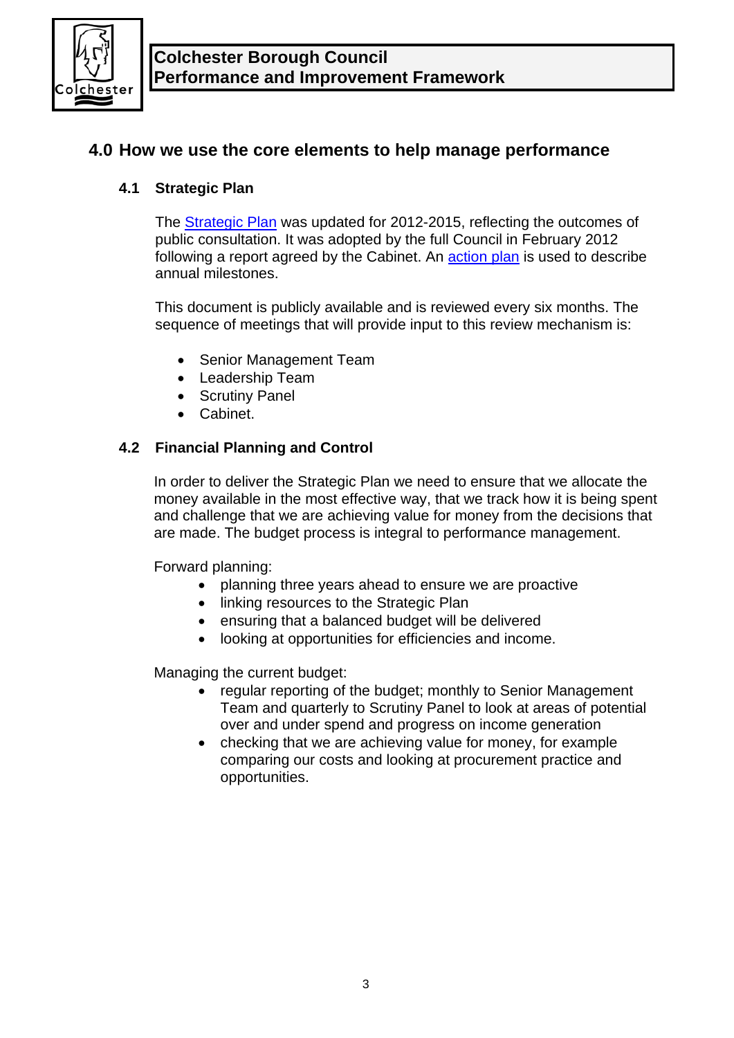## 4.0 How we use the core elements to help manage performance

### 4.1 Strategic Plan

The Strategic Plan was updated for 2012-2015, reflecting the outcomes of public consultation. It was adopted by the full Council in February 2012 following a report agreed by the Cabinet. An action plan is used to describe annual milestones.

This document is publicly available and is reviewed every six months. The sequence of meetings that will provide input to this review mechanism is:

- Senior Management Team
- Leadership Team
- Scrutiny Panel
- Cabinet.

### 4.2 Financial Planning and Control

In order to deliver the Strategic Plan we need to ensure that we allocate the money available in the most effective way, that we track how it is being spent and challenge that we are achieving value for money from the decisions that are made. The budget process is integral to performance management.

Forward planning:

- planning three years ahead to ensure we are proactive
- linking resources to the Strategic Plan
- ensuring that a balanced budget will be delivered
- looking at opportunities for efficiencies and income.

Managing the current budget:

- regular reporting of the budget; monthly to Senior Management Team and quarterly to Scrutiny Panel to look at areas of potential over and under spend and progress on income generation
- checking that we are achieving value for money, for example comparing our costs and looking at procurement practice and opportunities.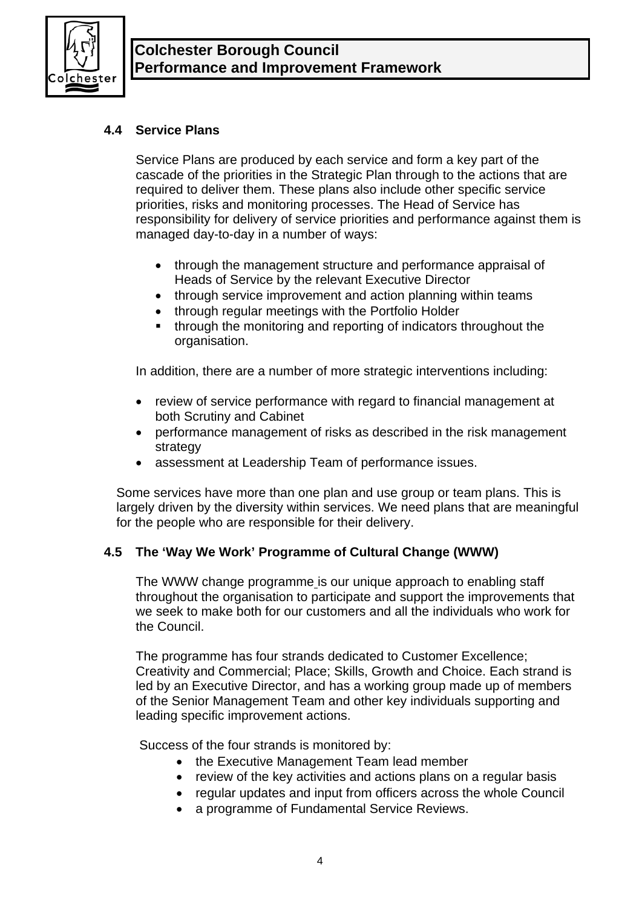### 4.4 Service Plans

Service Plans are produced by each service and form a key part of the cascade of the priorities in the Strategic Plan through to the actions that are required to deliver them. These plans also include other specific service priorities, risks and monitoring processes. The Head of Service has responsibility for delivery of service priorities and performance against them is managed day-to-day in a number of ways:

- through the management structure and performance appraisal of Heads of Service by the relevant Executive Director
- through service improvement and action planning within teams
- through regular meetings with the Portfolio Holder
- through the monitoring and reporting of indicators throughout the organisation.

In addition, there are a number of more strategic interventions including:

- review of service performance with regard to financial management at both Scrutiny and Cabinet
- performance management of risks as described in the risk management strategy
- assessment at Leadership Team of performance issues.

Some services have more than one plan and use group or team plans. This is largely driven by the diversity within services. We need plans that are meaningful for the people who are responsible for their delivery.

### 4.5 The 'Way We Work' Programme of Cultural Change (WWW)

The WWW change programme is our unique approach to enabling staff throughout the organisation to participate and support the improvements that we seek to make both for our customers and all the individuals who work for the Council.

The programme has four strands dedicated to Customer Excellence; Creativity and Commercial; Place; Skills, Growth and Choice. Each strand is led by an Executive Director, and has a working group made up of members of the Senior Management Team and other key individuals supporting and leading specific improvement actions.

Success of the four strands is monitored by:

- the Executive Management Team lead member
- review of the key activities and actions plans on a regular basis
- regular updates and input from officers across the whole Council
- a programme of Fundamental Service Reviews.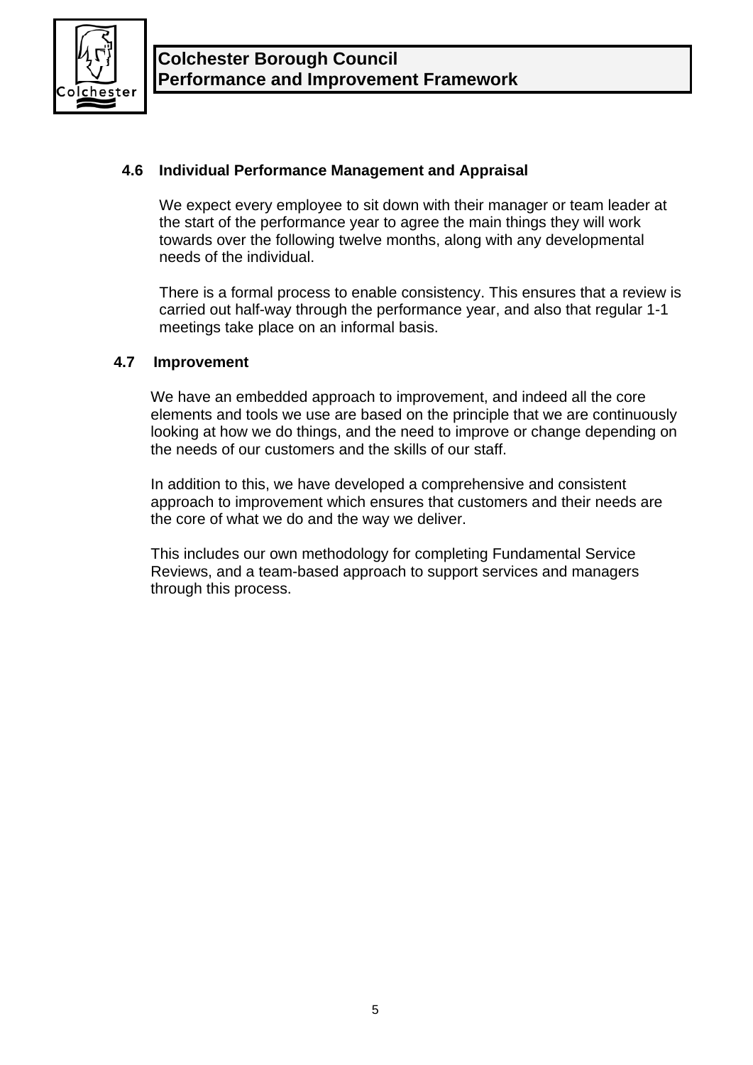### 4.6 Individual Performance Management and Appraisal

We expect every employee to sit down with their manager or team leader at the start of the performance year to agree the main things they will work towards over the following twelve months, along with any developmental needs of the individual.

There is a formal process to enable consistency. This ensures that a review is carried out half-way through the performance year, and also that regular 1-1 meetings take place on an informal basis.

### 4.7 Improvement

We have an embedded approach to improvement, and indeed all the core elements and tools we use are based on the principle that we are continuously looking at how we do things, and the need to improve or change depending on the needs of our customers and the skills of our staff.

In addition to this, we have developed a comprehensive and consistent approach to improvement which ensures that customers and their needs are the core of what we do and the way we deliver.

This includes our own methodology for completing Fundamental Service Reviews, and a team-based approach to support services and managers through this process.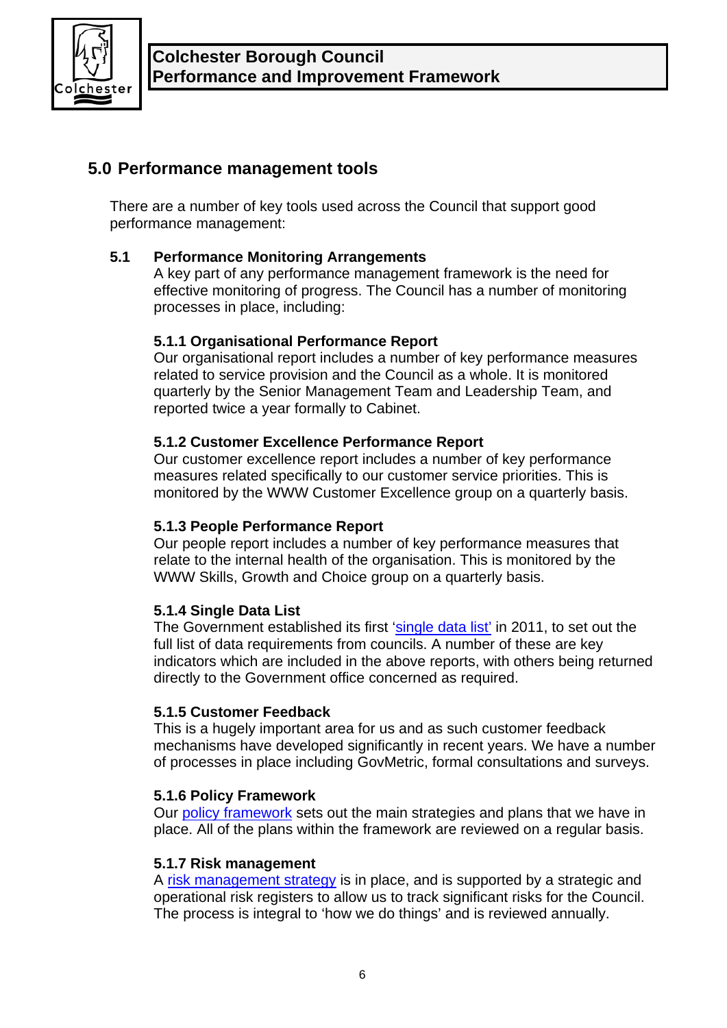## 5.0 Performance management tools

There are a number of key tools used across the Council that support good performance management:

### 5.1 Performance Monitoring Arrangements

A key part of any performance management framework is the need for effective monitoring of progress. The Council has a number of monitoring processes in place, including:

#### 5.1.1 Organisational Performance Report

Our organisational report includes a number of key performance measures related to service provision and the Council as a whole. It is monitored quarterly by the Senior Management Team and Leadership Team, and reported twice a year formally to Cabinet.

#### 5.1.2 Customer Excellence Performance Report

Our customer excellence report includes a number of key performance measures related specifically to our customer service priorities. This is monitored by the WWW Customer Excellence group on a quarterly basis.

#### 5.1.3 People Performance Report

Our people report includes a number of key performance measures that relate to the internal health of the organisation. This is monitored by the WWW Skills, Growth and Choice group on a quarterly basis.

#### 5.1.4 Single Data List

The Government established its first 'single data list' in 2011, to set out the full list of data requirements from councils. A number of these are key indicators which are included in the above reports, with others being returned directly to the Government office concerned as required.

#### 5.1.5 Customer Feedback

This is a hugely important area for us and as such customer feedback mechanisms have developed significantly in recent years. We have a number of processes in place including GovMetric, formal consultations and surveys.

#### 5.1.6 Policy Framework

Our policy framework sets out the main strategies and plans that we have in place. All of the plans within the framework are reviewed on a regular basis.

#### 5.1.7 Risk management

A risk management strategy is in place, and is supported by a strategic and operational risk registers to allow us to track significant risks for the Council. The process is integral to 'how we do things' and is reviewed annually.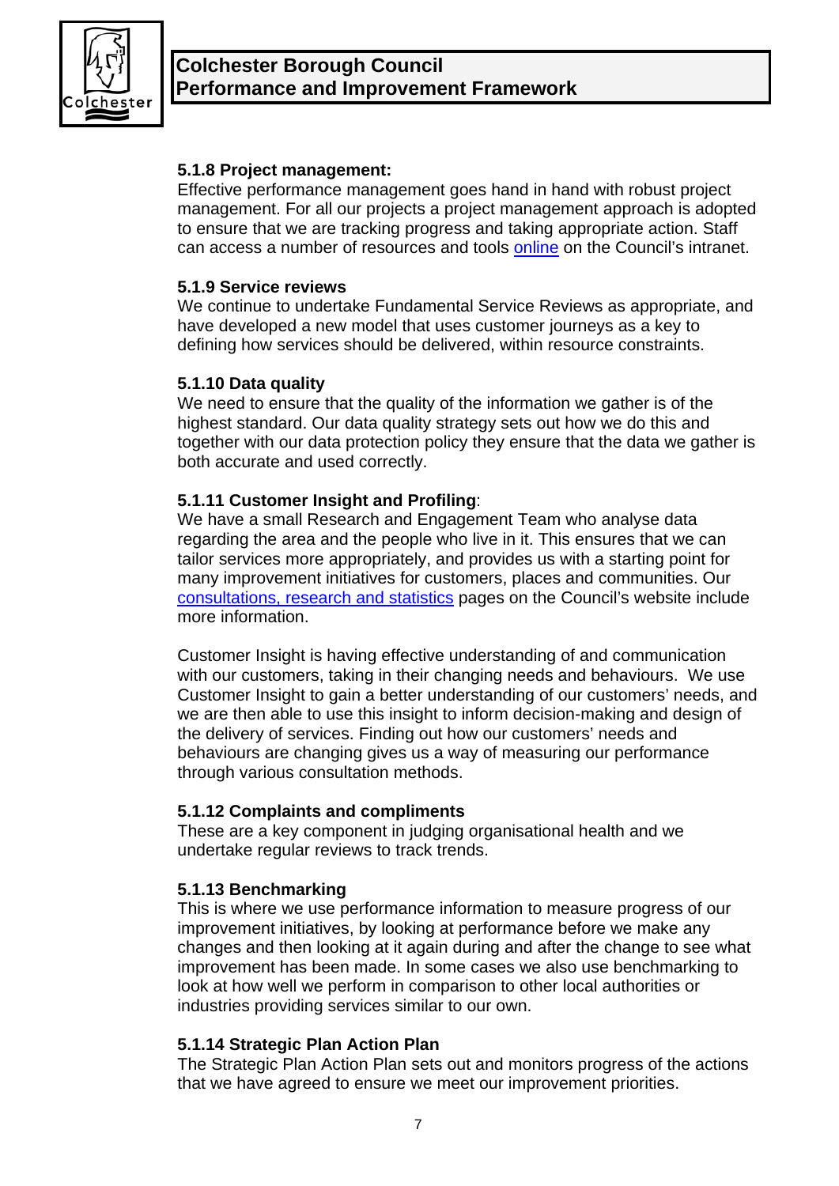### 5.1.8 Project management:

Effective performance management goes hand in hand with robust project management. For all our projects a project management approach is adopted to ensure that we are tracking progress and taking appropriate action. Staff can access a number of resources and tools online on the Council's intranet.

### 5.1.9 Service reviews

We continue to undertake Fundamental Service Reviews as appropriate, and have developed a new model that uses customer journeys as a key to defining how services should be delivered, within resource constraints.

### 5.1.10 Data quality

We need to ensure that the quality of the information we gather is of the highest standard. Our data quality strategy sets out how we do this and together with our data protection policy they ensure that the data we gather is both accurate and used correctly.

### 5.1.11 Customer Insight and Profiling:

We have a small Research and Engagement Team who analyse data regarding the area and the people who live in it. This ensures that we can tailor services more appropriately, and provides us with a starting point for many improvement initiatives for customers, places and communities. Our consultations, research and statistics pages on the Council's website include more information.

Customer Insight is having effective understanding of and communication with our customers, taking in their changing needs and behaviours. We use Customer Insight to gain a better understanding of our customers' needs, and we are then able to use this insight to inform decision-making and design of the delivery of services. Finding out how our customers' needs and behaviours are changing gives us a way of measuring our performance through various consultation methods.

### 5.1.12 Complaints and compliments

These are a key component in judging organisational health and we undertake regular reviews to track trends.

### 5.1.13 Benchmarking

This is where we use performance information to measure progress of our improvement initiatives, by looking at performance before we make any changes and then looking at it again during and after the change to see what improvement has been made. In some cases we also use benchmarking to look at how well we perform in comparison to other local authorities or industries providing services similar to our own.

### 5.1.14 Strategic Plan Action Plan

The Strategic Plan Action Plan sets out and monitors progress of the actions that we have agreed to ensure we meet our improvement priorities.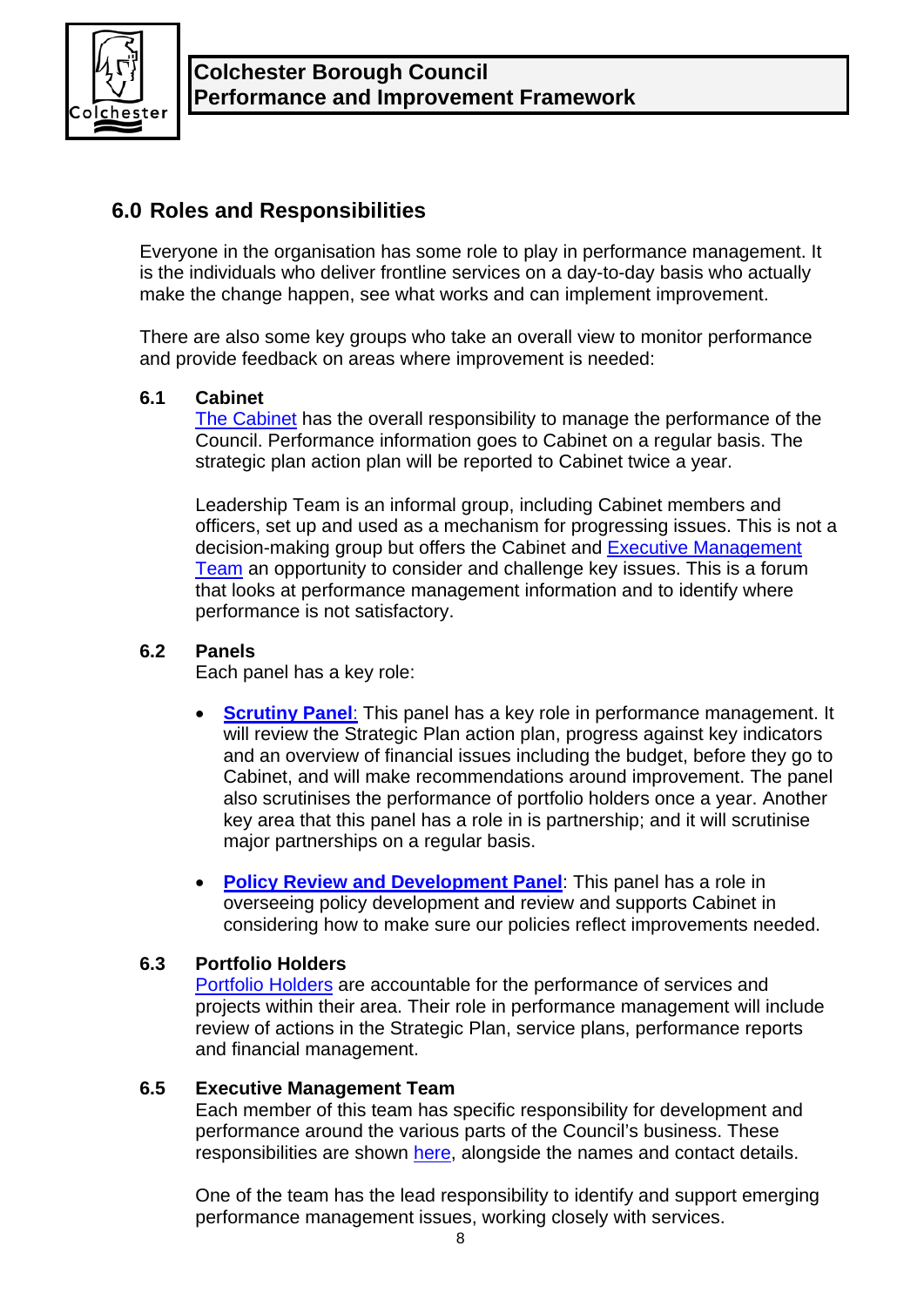## 6.0 Roles and Responsibilities

Everyone in the organisation has some role to play in performance management. It is the individuals who deliver frontline services on a day-to-day basis who actually make the change happen, see what works and can implement improvement.

There are also some key groups who take an overall view to monitor performance and provide feedback on areas where improvement is needed:

### 6.1 Cabinet

The Cabinet has the overall responsibility to manage the performance of the Council. Performance information goes to Cabinet on a regular basis. The strategic plan action plan will be reported to Cabinet twice a year.

Leadership Team is an informal group, including Cabinet members and officers, set up and used as a mechanism for progressing issues. This is not a decision-making group but offers the Cabinet and Executive Management Team an opportunity to consider and challenge key issues. This is a forum that looks at performance management information and to identify where performance is not satisfactory.

### 6.2 Panels

Each panel has a key role:

- **Scrutiny Panel**: This panel has a key role in performance management. It will review the Strategic Plan action plan, progress against key indicators and an overview of financial issues including the budget, before they go to Cabinet, and will make recommendations around improvement. The panel also scrutinises the performance of portfolio holders once a year. Another key area that this panel has a role in is partnership; and it will scrutinise major partnerships on a regular basis.

- **Policy Review and Development Panel**: This panel has a role in overseeing policy development and review and supports Cabinet in considering how to make sure our policies reflect improvements needed.

### 6.3 Portfolio Holders

Portfolio Holders are accountable for the performance of services and projects within their area. Their role in performance management will include review of actions in the Strategic Plan, service plans, performance reports and financial management.

### 6.5 Executive Management Team

Each member of this team has specific responsibility for development and performance around the various parts of the Council's business. These responsibilities are shown here, alongside the names and contact details.

One of the team has the lead responsibility to identify and support emerging performance management issues, working closely with services.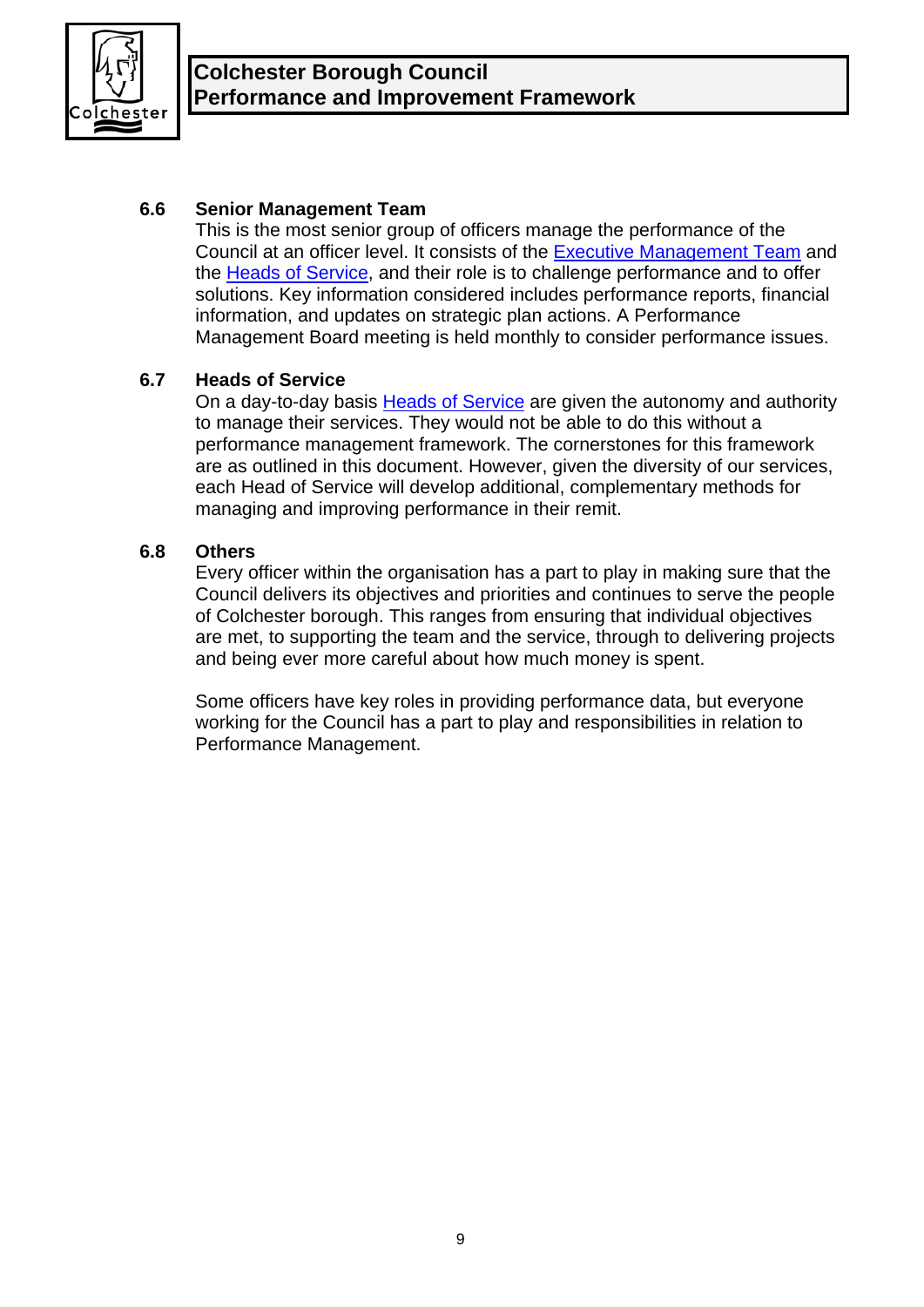### 6.6 Senior Management Team

This is the most senior group of officers manage the performance of the Council at an officer level. It consists of the [Executive Management Team] and the [Heads of Service], and their role is to challenge performance and to offer solutions. Key information considered includes performance reports, financial information, and updates on strategic plan actions. A Performance Management Board meeting is held monthly to consider performance issues.

### 6.7 Heads of Service

On a day-to-day basis [Heads of Service] are given the autonomy and authority to manage their services. They would not be able to do this without a performance management framework. The cornerstones for this framework are as outlined in this document. However, given the diversity of our services, each Head of Service will develop additional, complementary methods for managing and improving performance in their remit.

### 6.8 Others

Every officer within the organisation has a part to play in making sure that the Council delivers its objectives and priorities and continues to serve the people of Colchester borough. This ranges from ensuring that individual objectives are met, to supporting the team and the service, through to delivering projects and being ever more careful about how much money is spent.

Some officers have key roles in providing performance data, but everyone working for the Council has a part to play and responsibilities in relation to Performance Management.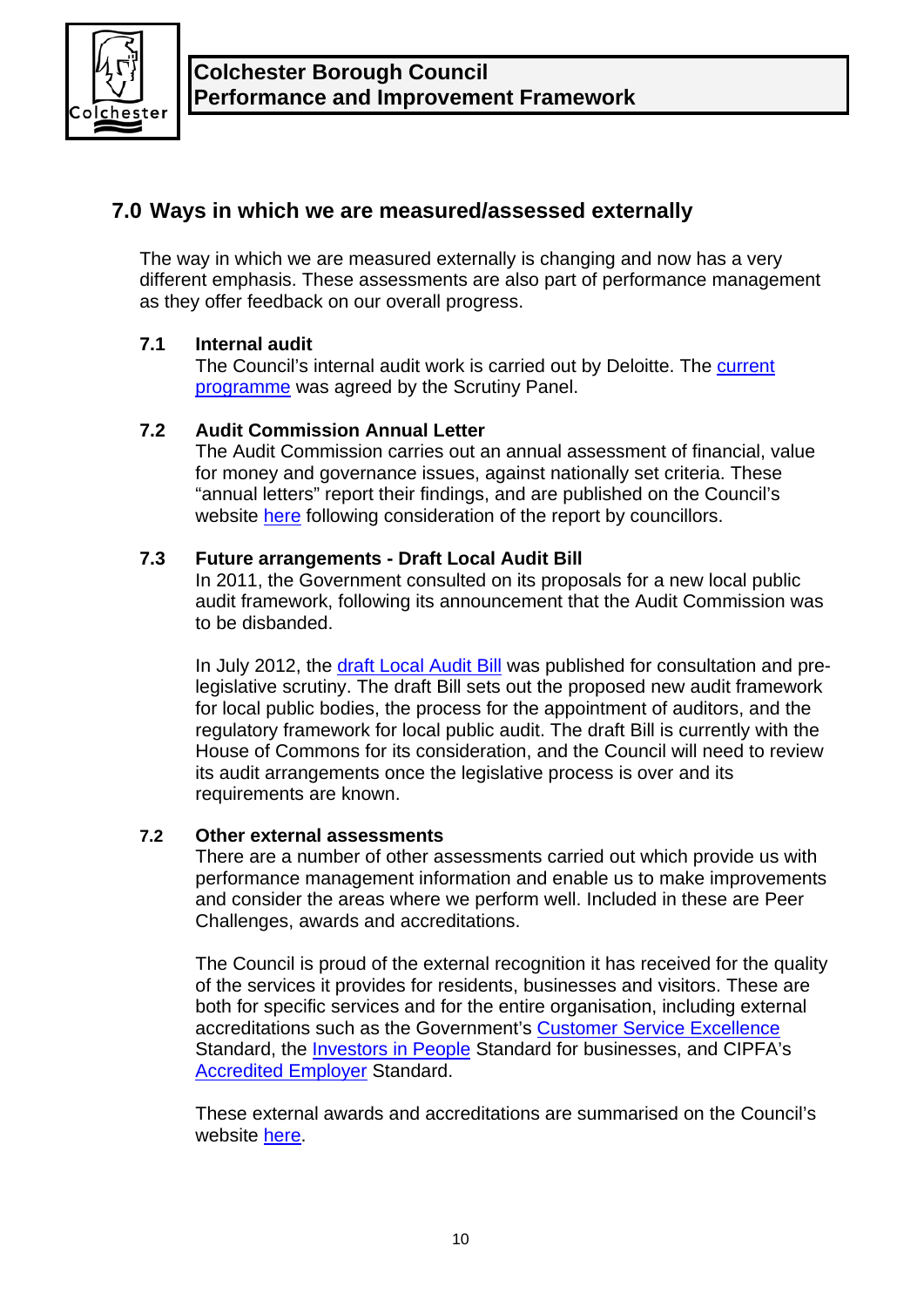## 7.0 Ways in which we are measured/assessed externally

The way in which we are measured externally is changing and now has a very different emphasis. These assessments are also part of performance management as they offer feedback on our overall progress.

### 7.1 Internal audit

The Council's internal audit work is carried out by Deloitte. The current programme was agreed by the Scrutiny Panel.

### 7.2 Audit Commission Annual Letter

The Audit Commission carries out an annual assessment of financial, value for money and governance issues, against nationally set criteria. These "annual letters" report their findings, and are published on the Council's website here following consideration of the report by councillors.

### 7.3 Future arrangements - Draft Local Audit Bill

In 2011, the Government consulted on its proposals for a new local public audit framework, following its announcement that the Audit Commission was to be disbanded.

In July 2012, the draft Local Audit Bill was published for consultation and pre-legislative scrutiny. The draft Bill sets out the proposed new audit framework for local public bodies, the process for the appointment of auditors, and the regulatory framework for local public audit. The draft Bill is currently with the House of Commons for its consideration, and the Council will need to review its audit arrangements once the legislative process is over and its requirements are known.

### 7.2 Other external assessments

There are a number of other assessments carried out which provide us with performance management information and enable us to make improvements and consider the areas where we perform well. Included in these are Peer Challenges, awards and accreditations.

The Council is proud of the external recognition it has received for the quality of the services it provides for residents, businesses and visitors. These are both for specific services and for the entire organisation, including external accreditations such as the Government's Customer Service Excellence Standard, the Investors in People Standard for businesses, and CIPFA's Accredited Employer Standard.

These external awards and accreditations are summarised on the Council's website here.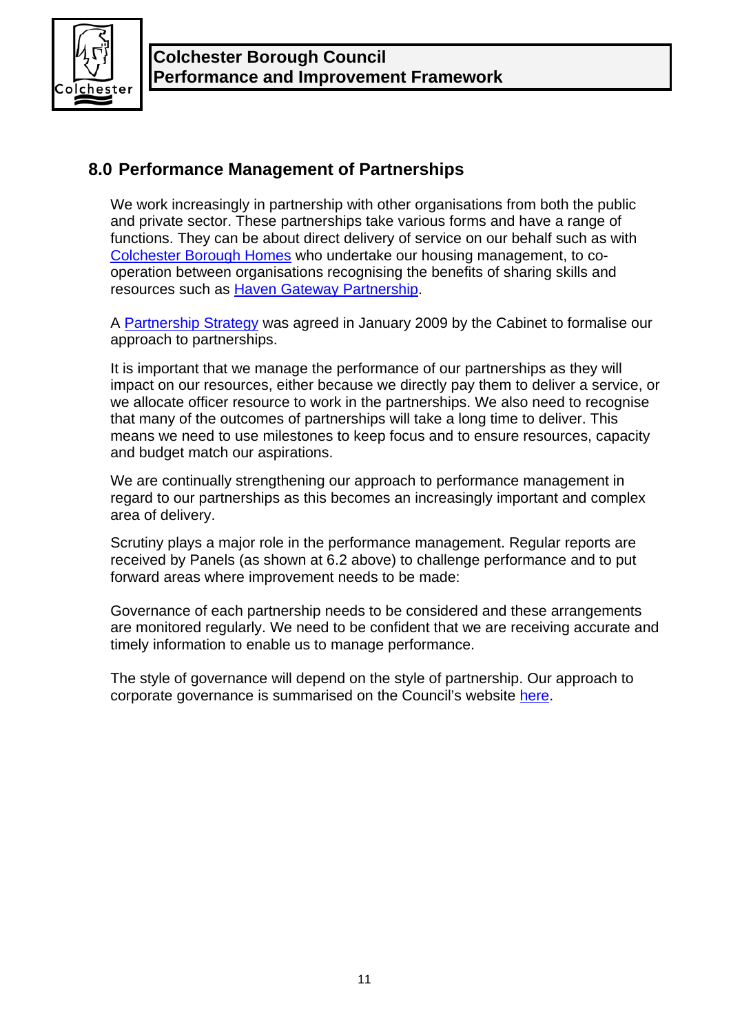## 8.0 Performance Management of Partnerships

We work increasingly in partnership with other organisations from both the public and private sector. These partnerships take various forms and have a range of functions. They can be about direct delivery of service on our behalf such as with Colchester Borough Homes who undertake our housing management, to co-operation between organisations recognising the benefits of sharing skills and resources such as Haven Gateway Partnership.

A Partnership Strategy was agreed in January 2009 by the Cabinet to formalise our approach to partnerships.

It is important that we manage the performance of our partnerships as they will impact on our resources, either because we directly pay them to deliver a service, or we allocate officer resource to work in the partnerships. We also need to recognise that many of the outcomes of partnerships will take a long time to deliver. This means we need to use milestones to keep focus and to ensure resources, capacity and budget match our aspirations.

We are continually strengthening our approach to performance management in regard to our partnerships as this becomes an increasingly important and complex area of delivery.

Scrutiny plays a major role in the performance management. Regular reports are received by Panels (as shown at 6.2 above) to challenge performance and to put forward areas where improvement needs to be made:

Governance of each partnership needs to be considered and these arrangements are monitored regularly. We need to be confident that we are receiving accurate and timely information to enable us to manage performance.

The style of governance will depend on the style of partnership. Our approach to corporate governance is summarised on the Council's website here.